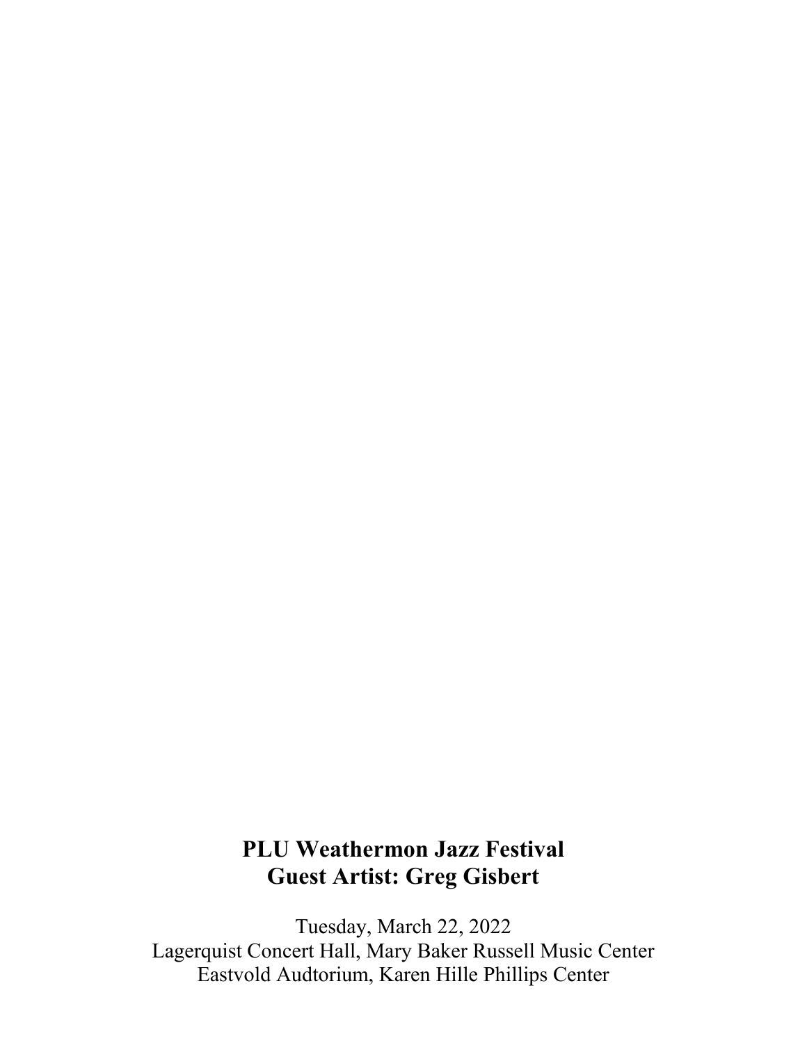# PLU Weathermon Jazz Festival
# Guest Artist: Greg Gisbert

Tuesday, March 22, 2022
Lagerquist Concert Hall, Mary Baker Russell Music Center
Eastvold Audtorium, Karen Hille Phillips Center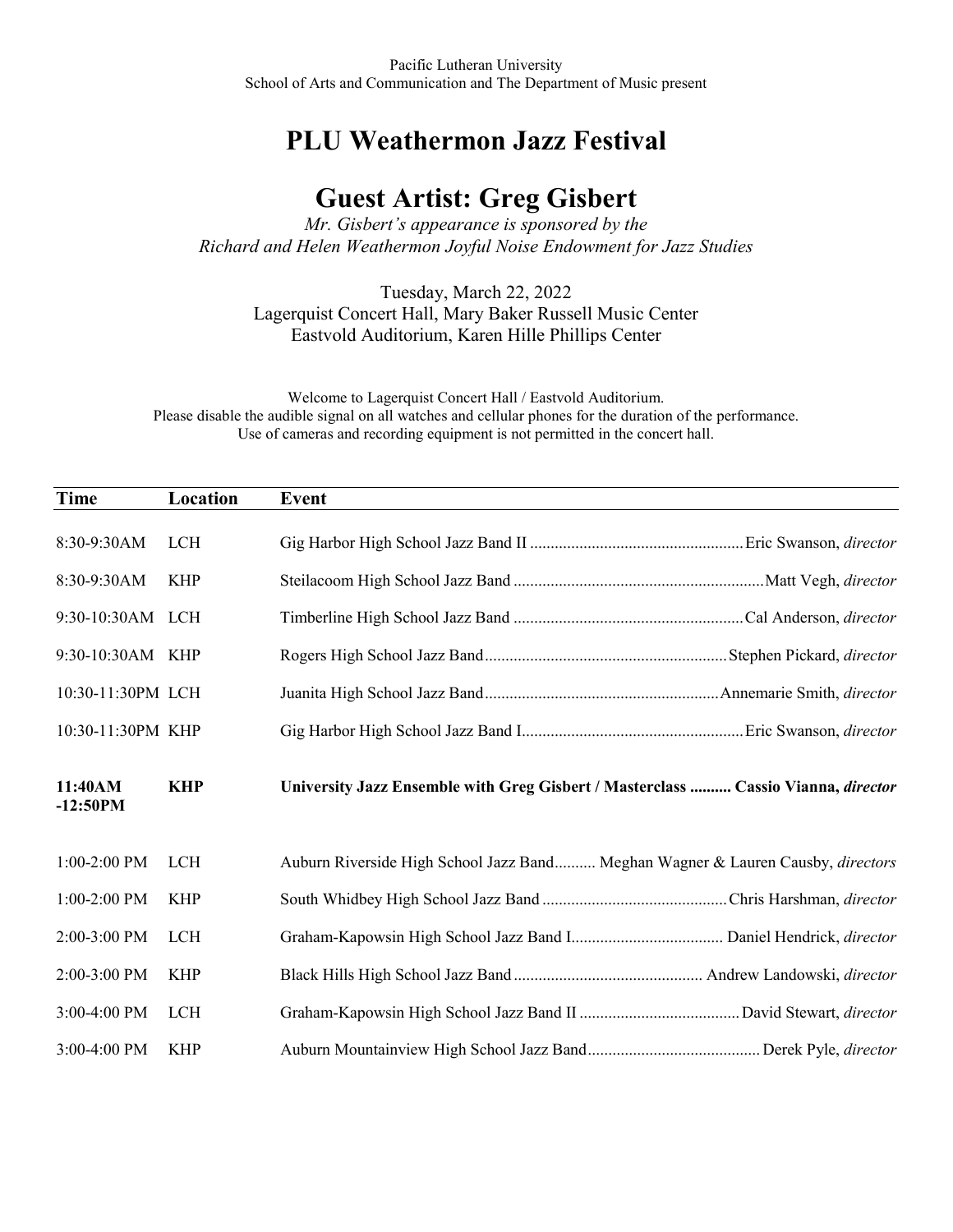Pacific Lutheran University
School of Arts and Communication and The Department of Music present

# PLU Weathermon Jazz Festival

## Guest Artist: Greg Gisbert

*Mr. Gisbert's appearance is sponsored by the*
*Richard and Helen Weathermon Joyful Noise Endowment for Jazz Studies*

Tuesday, March 22, 2022
Lagerquist Concert Hall, Mary Baker Russell Music Center
Eastvold Auditorium, Karen Hille Phillips Center

Welcome to Lagerquist Concert Hall / Eastvold Auditorium.
Please disable the audible signal on all watches and cellular phones for the duration of the performance.
Use of cameras and recording equipment is not permitted in the concert hall.

| Time | Location | Event |
|---|---|---|
| 8:30-9:30AM | LCH | Gig Harbor High School Jazz Band II .................................................... Eric Swanson, *director* |
| 8:30-9:30AM | KHP | Steilacoom High School Jazz Band ............................................................ Matt Vegh, *director* |
| 9:30-10:30AM | LCH | Timberline High School Jazz Band ....................................................... Cal Anderson, *director* |
| 9:30-10:30AM | KHP | Rogers High School Jazz Band.......................................................... Stephen Pickard, *director* |
| 10:30-11:30PM | LCH | Juanita High School Jazz Band........................................................ Annemarie Smith, *director* |
| 10:30-11:30PM | KHP | Gig Harbor High School Jazz Band I..................................................... Eric Swanson, *director* |
| **11:40AM -12:50PM** | **KHP** | **University Jazz Ensemble with Greg Gisbert / Masterclass .......... Cassio Vianna, *director*** |
| 1:00-2:00 PM | LCH | Auburn Riverside High School Jazz Band.......... Meghan Wagner & Lauren Causby, *directors* |
| 1:00-2:00 PM | KHP | South Whidbey High School Jazz Band ............................................ Chris Harshman, *director* |
| 2:00-3:00 PM | LCH | Graham-Kapowsin High School Jazz Band I..................................... Daniel Hendrick, *director* |
| 2:00-3:00 PM | KHP | Black Hills High School Jazz Band .............................................. Andrew Landowski, *director* |
| 3:00-4:00 PM | LCH | Graham-Kapowsin High School Jazz Band II ....................................... David Stewart, *director* |
| 3:00-4:00 PM | KHP | Auburn Mountainview High School Jazz Band.......................................... Derek Pyle, *director* |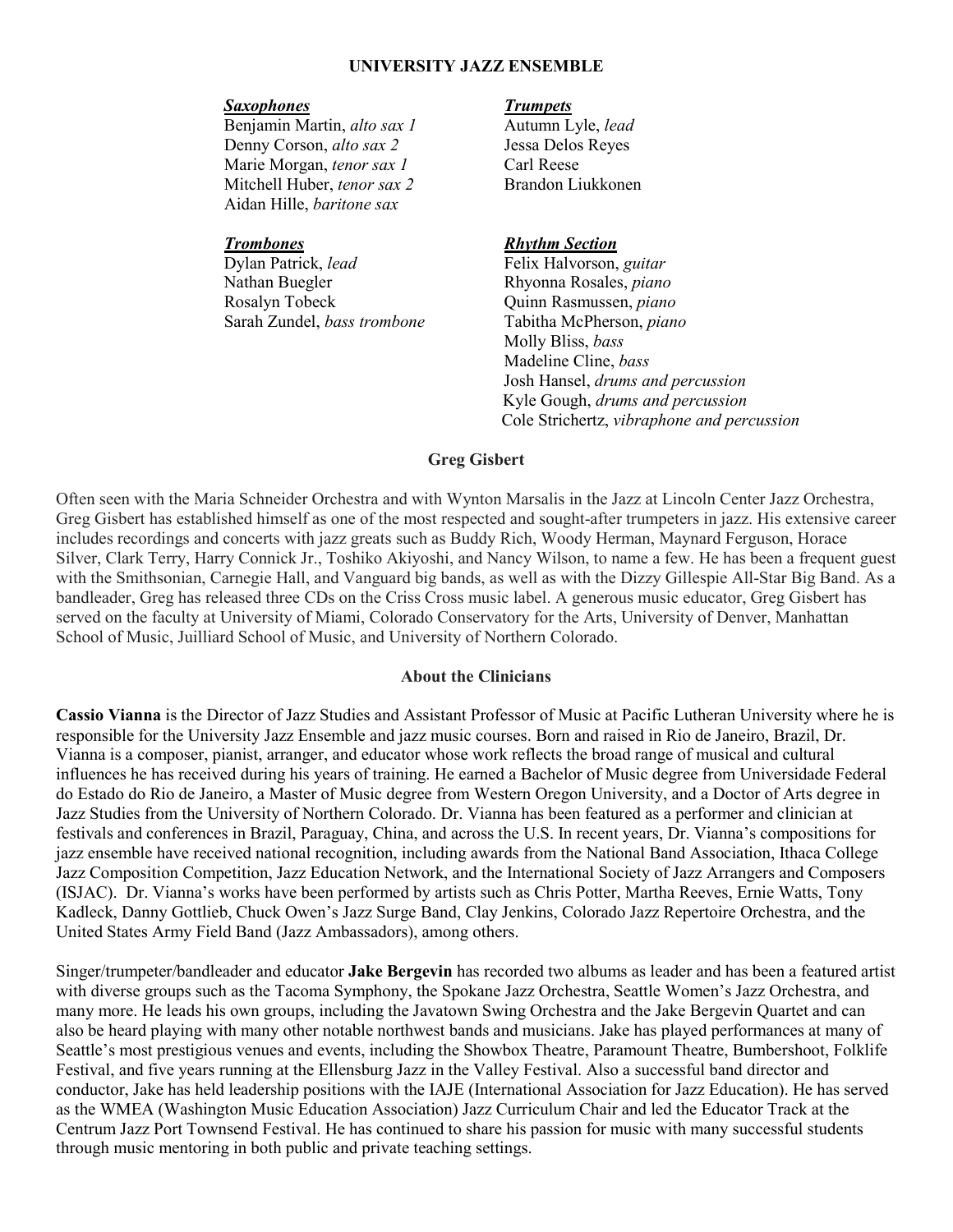## UNIVERSITY JAZZ ENSEMBLE

***Saxophones***
Benjamin Martin, *alto sax 1*
Denny Corson, *alto sax 2*
Marie Morgan, *tenor sax 1*
Mitchell Huber, *tenor sax 2*
Aidan Hille, *baritone sax*

***Trumpets***
Autumn Lyle, *lead*
Jessa Delos Reyes
Carl Reese
Brandon Liukkonen

***Trombones***
Dylan Patrick, *lead*
Nathan Buegler
Rosalyn Tobeck
Sarah Zundel, *bass trombone*

***Rhythm Section***
Felix Halvorson, *guitar*
Rhyonna Rosales, *piano*
Quinn Rasmussen, *piano*
Tabitha McPherson, *piano*
Molly Bliss, *bass*
Madeline Cline, *bass*
Josh Hansel, *drums and percussion*
Kyle Gough, *drums and percussion*
Cole Strichertz, *vibraphone and percussion*

### Greg Gisbert

Often seen with the Maria Schneider Orchestra and with Wynton Marsalis in the Jazz at Lincoln Center Jazz Orchestra, Greg Gisbert has established himself as one of the most respected and sought-after trumpeters in jazz. His extensive career includes recordings and concerts with jazz greats such as Buddy Rich, Woody Herman, Maynard Ferguson, Horace Silver, Clark Terry, Harry Connick Jr., Toshiko Akiyoshi, and Nancy Wilson, to name a few. He has been a frequent guest with the Smithsonian, Carnegie Hall, and Vanguard big bands, as well as with the Dizzy Gillespie All-Star Big Band. As a bandleader, Greg has released three CDs on the Criss Cross music label. A generous music educator, Greg Gisbert has served on the faculty at University of Miami, Colorado Conservatory for the Arts, University of Denver, Manhattan School of Music, Juilliard School of Music, and University of Northern Colorado.

### About the Clinicians

**Cassio Vianna** is the Director of Jazz Studies and Assistant Professor of Music at Pacific Lutheran University where he is responsible for the University Jazz Ensemble and jazz music courses. Born and raised in Rio de Janeiro, Brazil, Dr. Vianna is a composer, pianist, arranger, and educator whose work reflects the broad range of musical and cultural influences he has received during his years of training. He earned a Bachelor of Music degree from Universidade Federal do Estado do Rio de Janeiro, a Master of Music degree from Western Oregon University, and a Doctor of Arts degree in Jazz Studies from the University of Northern Colorado. Dr. Vianna has been featured as a performer and clinician at festivals and conferences in Brazil, Paraguay, China, and across the U.S. In recent years, Dr. Vianna's compositions for jazz ensemble have received national recognition, including awards from the National Band Association, Ithaca College Jazz Composition Competition, Jazz Education Network, and the International Society of Jazz Arrangers and Composers (ISJAC). Dr. Vianna's works have been performed by artists such as Chris Potter, Martha Reeves, Ernie Watts, Tony Kadleck, Danny Gottlieb, Chuck Owen's Jazz Surge Band, Clay Jenkins, Colorado Jazz Repertoire Orchestra, and the United States Army Field Band (Jazz Ambassadors), among others.

Singer/trumpeter/bandleader and educator **Jake Bergevin** has recorded two albums as leader and has been a featured artist with diverse groups such as the Tacoma Symphony, the Spokane Jazz Orchestra, Seattle Women's Jazz Orchestra, and many more. He leads his own groups, including the Javatown Swing Orchestra and the Jake Bergevin Quartet and can also be heard playing with many other notable northwest bands and musicians. Jake has played performances at many of Seattle's most prestigious venues and events, including the Showbox Theatre, Paramount Theatre, Bumbershoot, Folklife Festival, and five years running at the Ellensburg Jazz in the Valley Festival. Also a successful band director and conductor, Jake has held leadership positions with the IAJE (International Association for Jazz Education). He has served as the WMEA (Washington Music Education Association) Jazz Curriculum Chair and led the Educator Track at the Centrum Jazz Port Townsend Festival. He has continued to share his passion for music with many successful students through music mentoring in both public and private teaching settings.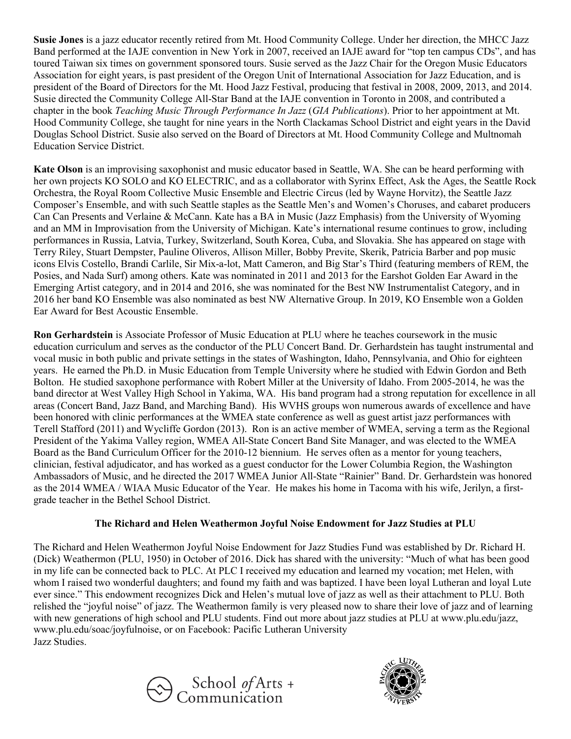**Susie Jones** is a jazz educator recently retired from Mt. Hood Community College. Under her direction, the MHCC Jazz Band performed at the IAJE convention in New York in 2007, received an IAJE award for "top ten campus CDs", and has toured Taiwan six times on government sponsored tours. Susie served as the Jazz Chair for the Oregon Music Educators Association for eight years, is past president of the Oregon Unit of International Association for Jazz Education, and is president of the Board of Directors for the Mt. Hood Jazz Festival, producing that festival in 2008, 2009, 2013, and 2014. Susie directed the Community College All-Star Band at the IAJE convention in Toronto in 2008, and contributed a chapter in the book *Teaching Music Through Performance In Jazz* (*GIA Publications*). Prior to her appointment at Mt. Hood Community College, she taught for nine years in the North Clackamas School District and eight years in the David Douglas School District. Susie also served on the Board of Directors at Mt. Hood Community College and Multnomah Education Service District.

**Kate Olson** is an improvising saxophonist and music educator based in Seattle, WA. She can be heard performing with her own projects KO SOLO and KO ELECTRIC, and as a collaborator with Syrinx Effect, Ask the Ages, the Seattle Rock Orchestra, the Royal Room Collective Music Ensemble and Electric Circus (led by Wayne Horvitz), the Seattle Jazz Composer's Ensemble, and with such Seattle staples as the Seattle Men's and Women's Choruses, and cabaret producers Can Can Presents and Verlaine & McCann. Kate has a BA in Music (Jazz Emphasis) from the University of Wyoming and an MM in Improvisation from the University of Michigan. Kate's international resume continues to grow, including performances in Russia, Latvia, Turkey, Switzerland, South Korea, Cuba, and Slovakia. She has appeared on stage with Terry Riley, Stuart Dempster, Pauline Oliveros, Allison Miller, Bobby Previte, Skerik, Patricia Barber and pop music icons Elvis Costello, Brandi Carlile, Sir Mix-a-lot, Matt Cameron, and Big Star's Third (featuring members of REM, the Posies, and Nada Surf) among others. Kate was nominated in 2011 and 2013 for the Earshot Golden Ear Award in the Emerging Artist category, and in 2014 and 2016, she was nominated for the Best NW Instrumentalist Category, and in 2016 her band KO Ensemble was also nominated as best NW Alternative Group. In 2019, KO Ensemble won a Golden Ear Award for Best Acoustic Ensemble.

**Ron Gerhardstein** is Associate Professor of Music Education at PLU where he teaches coursework in the music education curriculum and serves as the conductor of the PLU Concert Band. Dr. Gerhardstein has taught instrumental and vocal music in both public and private settings in the states of Washington, Idaho, Pennsylvania, and Ohio for eighteen years. He earned the Ph.D. in Music Education from Temple University where he studied with Edwin Gordon and Beth Bolton. He studied saxophone performance with Robert Miller at the University of Idaho. From 2005-2014, he was the band director at West Valley High School in Yakima, WA. His band program had a strong reputation for excellence in all areas (Concert Band, Jazz Band, and Marching Band). His WVHS groups won numerous awards of excellence and have been honored with clinic performances at the WMEA state conference as well as guest artist jazz performances with Terell Stafford (2011) and Wycliffe Gordon (2013). Ron is an active member of WMEA, serving a term as the Regional President of the Yakima Valley region, WMEA All-State Concert Band Site Manager, and was elected to the WMEA Board as the Band Curriculum Officer for the 2010-12 biennium. He serves often as a mentor for young teachers, clinician, festival adjudicator, and has worked as a guest conductor for the Lower Columbia Region, the Washington Ambassadors of Music, and he directed the 2017 WMEA Junior All-State "Rainier" Band. Dr. Gerhardstein was honored as the 2014 WMEA / WIAA Music Educator of the Year. He makes his home in Tacoma with his wife, Jerilyn, a first-grade teacher in the Bethel School District.

## The Richard and Helen Weathermon Joyful Noise Endowment for Jazz Studies at PLU

The Richard and Helen Weathermon Joyful Noise Endowment for Jazz Studies Fund was established by Dr. Richard H. (Dick) Weathermon (PLU, 1950) in October of 2016. Dick has shared with the university: "Much of what has been good in my life can be connected back to PLC. At PLC I received my education and learned my vocation; met Helen, with whom I raised two wonderful daughters; and found my faith and was baptized. I have been loyal Lutheran and loyal Lute ever since." This endowment recognizes Dick and Helen's mutual love of jazz as well as their attachment to PLU. Both relished the "joyful noise" of jazz. The Weathermon family is very pleased now to share their love of jazz and of learning with new generations of high school and PLU students. Find out more about jazz studies at PLU at www.plu.edu/jazz, www.plu.edu/soac/joyfulnoise, or on Facebook: Pacific Lutheran University Jazz Studies.

School *of* Arts + Communication

PACIFIC LUTHERAN UNIVERSITY